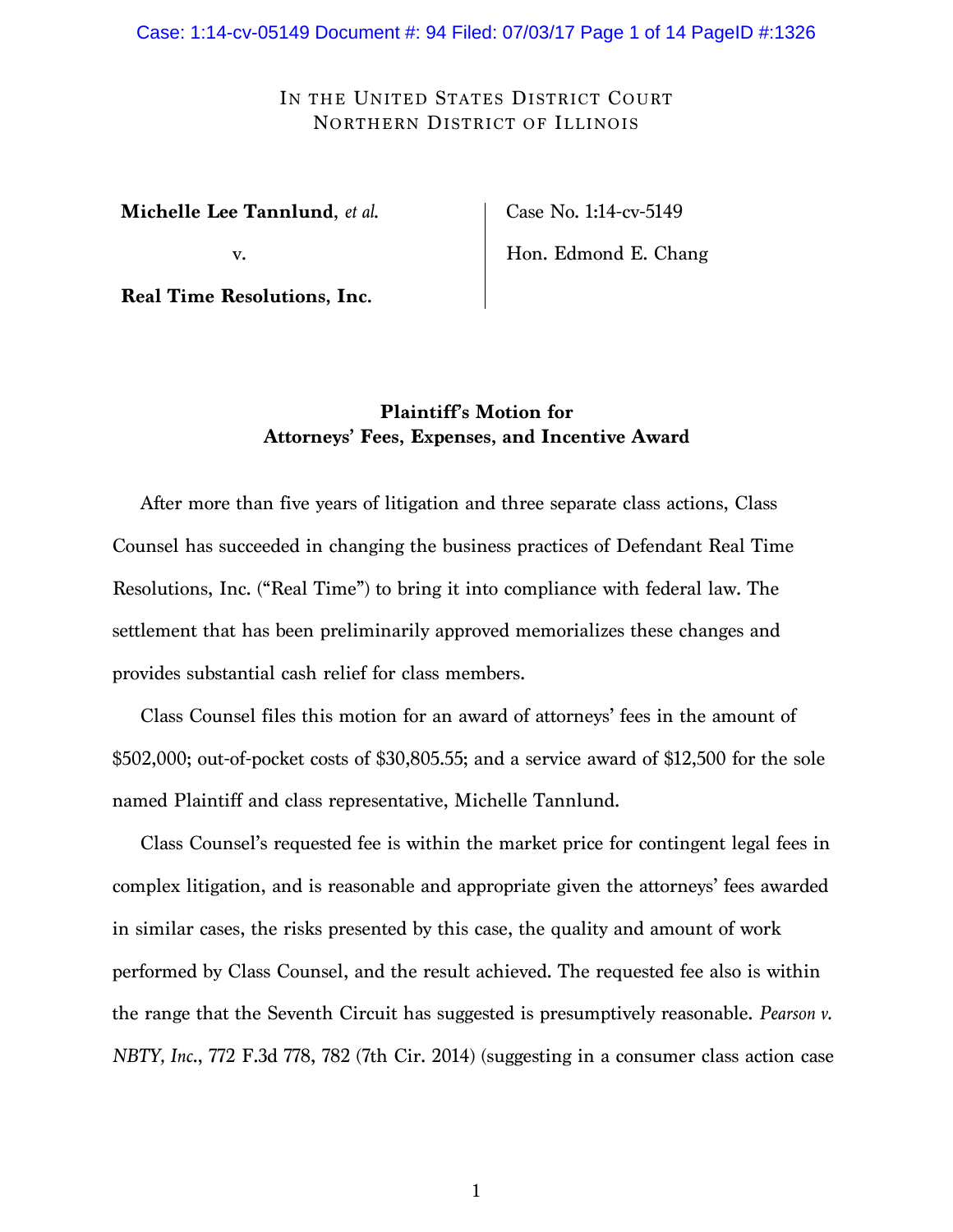IN THE UNITED STATES DISTRICT COURT
NORTHERN DISTRICT OF ILLINOIS

| | |
|---|---|
| **Michelle Lee Tannlund**, *et al.* | Case No. 1:14-cv-5149 |
| v. | Hon. Edmond E. Chang |
| **Real Time Resolutions, Inc.** | |

**Plaintiff's Motion for Attorneys' Fees, Expenses, and Incentive Award**

After more than five years of litigation and three separate class actions, Class Counsel has succeeded in changing the business practices of Defendant Real Time Resolutions, Inc. ("Real Time") to bring it into compliance with federal law. The settlement that has been preliminarily approved memorializes these changes and provides substantial cash relief for class members.

Class Counsel files this motion for an award of attorneys' fees in the amount of $502,000; out-of-pocket costs of $30,805.55; and a service award of $12,500 for the sole named Plaintiff and class representative, Michelle Tannlund.

Class Counsel's requested fee is within the market price for contingent legal fees in complex litigation, and is reasonable and appropriate given the attorneys' fees awarded in similar cases, the risks presented by this case, the quality and amount of work performed by Class Counsel, and the result achieved. The requested fee also is within the range that the Seventh Circuit has suggested is presumptively reasonable. *Pearson v. NBTY, Inc.*, 772 F.3d 778, 782 (7th Cir. 2014) (suggesting in a consumer class action case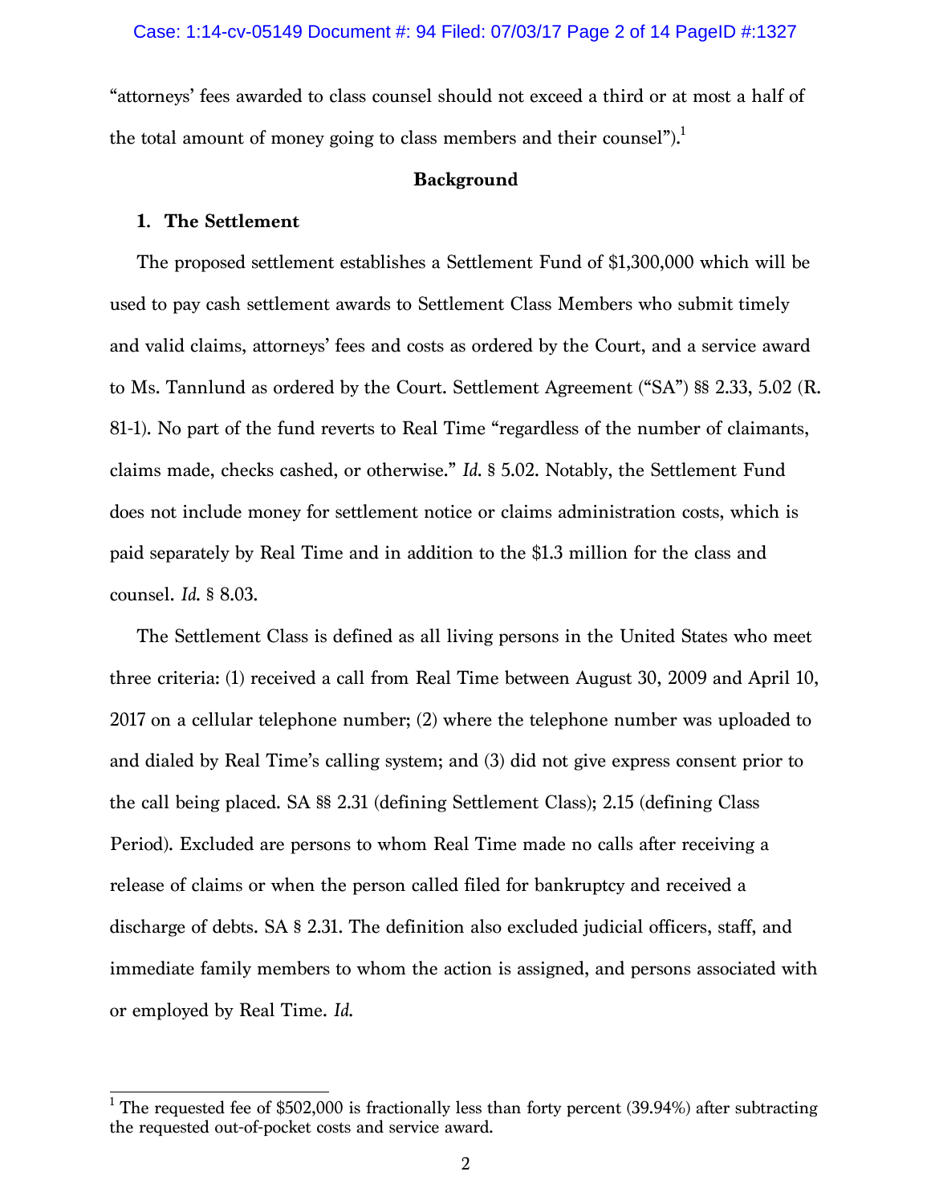"attorneys' fees awarded to class counsel should not exceed a third or at most a half of the total amount of money going to class members and their counsel").[1]

## Background

### 1. The Settlement

The proposed settlement establishes a Settlement Fund of $1,300,000 which will be used to pay cash settlement awards to Settlement Class Members who submit timely and valid claims, attorneys' fees and costs as ordered by the Court, and a service award to Ms. Tannlund as ordered by the Court. Settlement Agreement ("SA") §§ 2.33, 5.02 (R. 81-1). No part of the fund reverts to Real Time "regardless of the number of claimants, claims made, checks cashed, or otherwise." *Id.* § 5.02. Notably, the Settlement Fund does not include money for settlement notice or claims administration costs, which is paid separately by Real Time and in addition to the $1.3 million for the class and counsel. *Id.* § 8.03.

The Settlement Class is defined as all living persons in the United States who meet three criteria: (1) received a call from Real Time between August 30, 2009 and April 10, 2017 on a cellular telephone number; (2) where the telephone number was uploaded to and dialed by Real Time's calling system; and (3) did not give express consent prior to the call being placed. SA §§ 2.31 (defining Settlement Class); 2.15 (defining Class Period). Excluded are persons to whom Real Time made no calls after receiving a release of claims or when the person called filed for bankruptcy and received a discharge of debts. SA § 2.31. The definition also excluded judicial officers, staff, and immediate family members to whom the action is assigned, and persons associated with or employed by Real Time. *Id.*

---

[1] The requested fee of $502,000 is fractionally less than forty percent (39.94%) after subtracting the requested out-of-pocket costs and service award.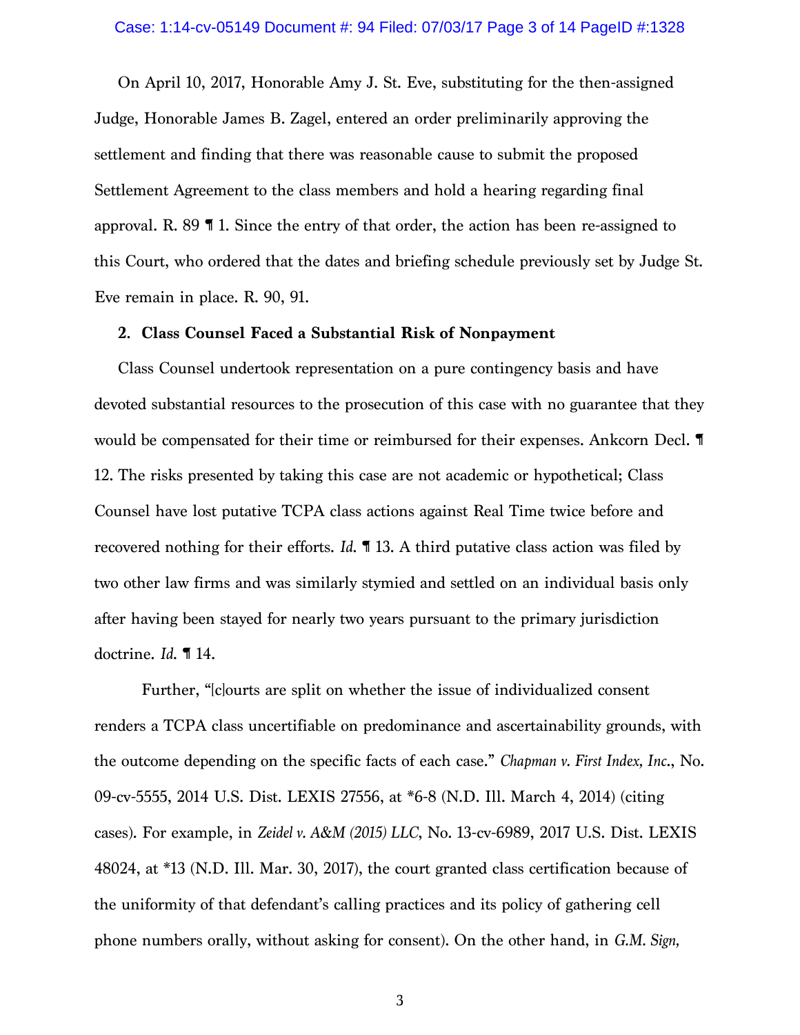On April 10, 2017, Honorable Amy J. St. Eve, substituting for the then-assigned Judge, Honorable James B. Zagel, entered an order preliminarily approving the settlement and finding that there was reasonable cause to submit the proposed Settlement Agreement to the class members and hold a hearing regarding final approval. R. 89 ¶ 1. Since the entry of that order, the action has been re-assigned to this Court, who ordered that the dates and briefing schedule previously set by Judge St. Eve remain in place. R. 90, 91.

**2. Class Counsel Faced a Substantial Risk of Nonpayment**

Class Counsel undertook representation on a pure contingency basis and have devoted substantial resources to the prosecution of this case with no guarantee that they would be compensated for their time or reimbursed for their expenses. Ankcorn Decl. ¶ 12. The risks presented by taking this case are not academic or hypothetical; Class Counsel have lost putative TCPA class actions against Real Time twice before and recovered nothing for their efforts. *Id.* ¶ 13. A third putative class action was filed by two other law firms and was similarly stymied and settled on an individual basis only after having been stayed for nearly two years pursuant to the primary jurisdiction doctrine. *Id.* ¶ 14.

Further, "[c]ourts are split on whether the issue of individualized consent renders a TCPA class uncertifiable on predominance and ascertainability grounds, with the outcome depending on the specific facts of each case." *Chapman v. First Index, Inc.*, No. 09-cv-5555, 2014 U.S. Dist. LEXIS 27556, at *6-8 (N.D. Ill. March 4, 2014) (citing cases). For example, in *Zeidel v. A&M (2015) LLC*, No. 13-cv-6989, 2017 U.S. Dist. LEXIS 48024, at *13 (N.D. Ill. Mar. 30, 2017), the court granted class certification because of the uniformity of that defendant's calling practices and its policy of gathering cell phone numbers orally, without asking for consent). On the other hand, in *G.M. Sign,*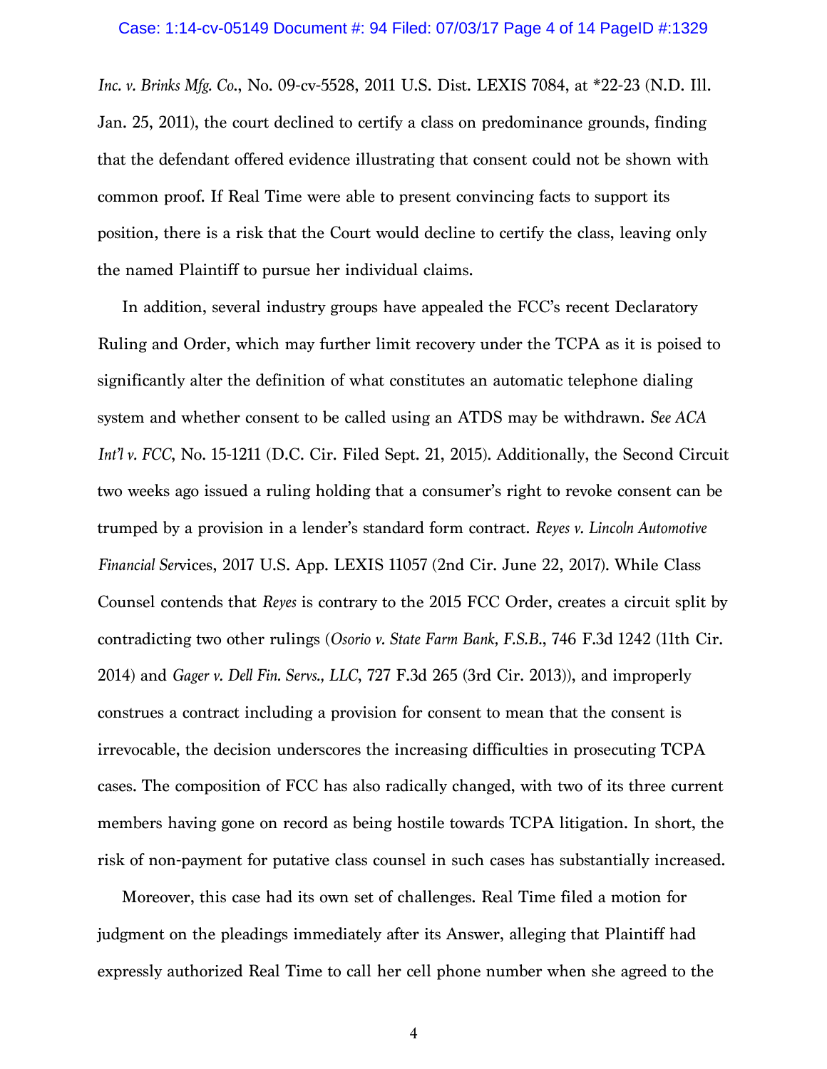*Inc. v. Brinks Mfg. Co.*, No. 09-cv-5528, 2011 U.S. Dist. LEXIS 7084, at *22-23 (N.D. Ill. Jan. 25, 2011), the court declined to certify a class on predominance grounds, finding that the defendant offered evidence illustrating that consent could not be shown with common proof. If Real Time were able to present convincing facts to support its position, there is a risk that the Court would decline to certify the class, leaving only the named Plaintiff to pursue her individual claims.

In addition, several industry groups have appealed the FCC's recent Declaratory Ruling and Order, which may further limit recovery under the TCPA as it is poised to significantly alter the definition of what constitutes an automatic telephone dialing system and whether consent to be called using an ATDS may be withdrawn. *See ACA Int'l v. FCC*, No. 15-1211 (D.C. Cir. Filed Sept. 21, 2015). Additionally, the Second Circuit two weeks ago issued a ruling holding that a consumer's right to revoke consent can be trumped by a provision in a lender's standard form contract. *Reyes v. Lincoln Automotive Financial Services*, 2017 U.S. App. LEXIS 11057 (2nd Cir. June 22, 2017). While Class Counsel contends that *Reyes* is contrary to the 2015 FCC Order, creates a circuit split by contradicting two other rulings (*Osorio v. State Farm Bank, F.S.B.*, 746 F.3d 1242 (11th Cir. 2014) and *Gager v. Dell Fin. Servs., LLC*, 727 F.3d 265 (3rd Cir. 2013)), and improperly construes a contract including a provision for consent to mean that the consent is irrevocable, the decision underscores the increasing difficulties in prosecuting TCPA cases. The composition of FCC has also radically changed, with two of its three current members having gone on record as being hostile towards TCPA litigation. In short, the risk of non-payment for putative class counsel in such cases has substantially increased.

Moreover, this case had its own set of challenges. Real Time filed a motion for judgment on the pleadings immediately after its Answer, alleging that Plaintiff had expressly authorized Real Time to call her cell phone number when she agreed to the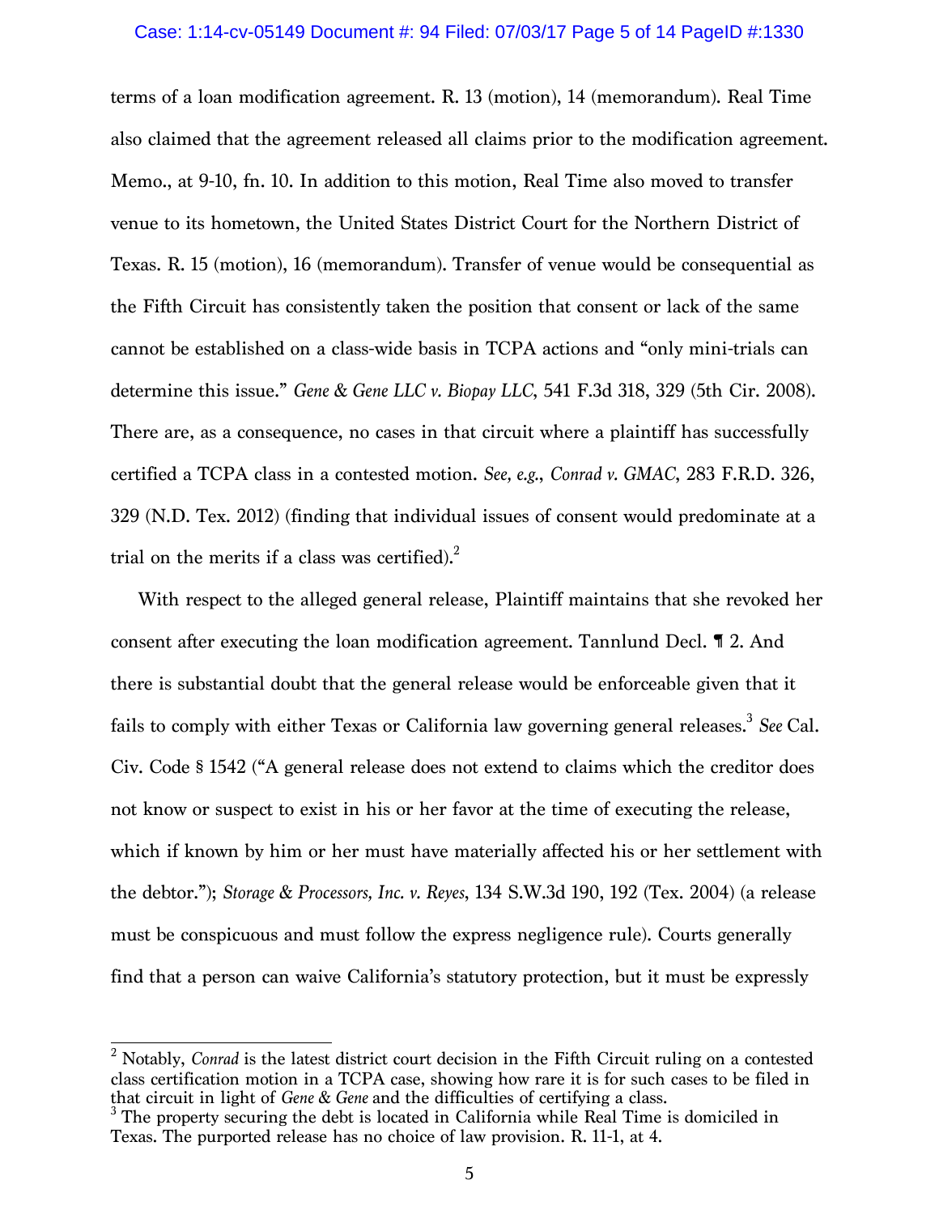terms of a loan modification agreement. R. 13 (motion), 14 (memorandum). Real Time also claimed that the agreement released all claims prior to the modification agreement. Memo., at 9-10, fn. 10. In addition to this motion, Real Time also moved to transfer venue to its hometown, the United States District Court for the Northern District of Texas. R. 15 (motion), 16 (memorandum). Transfer of venue would be consequential as the Fifth Circuit has consistently taken the position that consent or lack of the same cannot be established on a class-wide basis in TCPA actions and "only mini-trials can determine this issue." *Gene & Gene LLC v. Biopay LLC*, 541 F.3d 318, 329 (5th Cir. 2008). There are, as a consequence, no cases in that circuit where a plaintiff has successfully certified a TCPA class in a contested motion. *See, e.g., Conrad v. GMAC*, 283 F.R.D. 326, 329 (N.D. Tex. 2012) (finding that individual issues of consent would predominate at a trial on the merits if a class was certified).[2]

With respect to the alleged general release, Plaintiff maintains that she revoked her consent after executing the loan modification agreement. Tannlund Decl. ¶ 2. And there is substantial doubt that the general release would be enforceable given that it fails to comply with either Texas or California law governing general releases.[3] *See* Cal. Civ. Code § 1542 ("A general release does not extend to claims which the creditor does not know or suspect to exist in his or her favor at the time of executing the release, which if known by him or her must have materially affected his or her settlement with the debtor."); *Storage & Processors, Inc. v. Reyes*, 134 S.W.3d 190, 192 (Tex. 2004) (a release must be conspicuous and must follow the express negligence rule). Courts generally find that a person can waive California's statutory protection, but it must be expressly

---

[2] Notably, *Conrad* is the latest district court decision in the Fifth Circuit ruling on a contested class certification motion in a TCPA case, showing how rare it is for such cases to be filed in that circuit in light of *Gene & Gene* and the difficulties of certifying a class.

[3] The property securing the debt is located in California while Real Time is domiciled in Texas. The purported release has no choice of law provision. R. 11-1, at 4.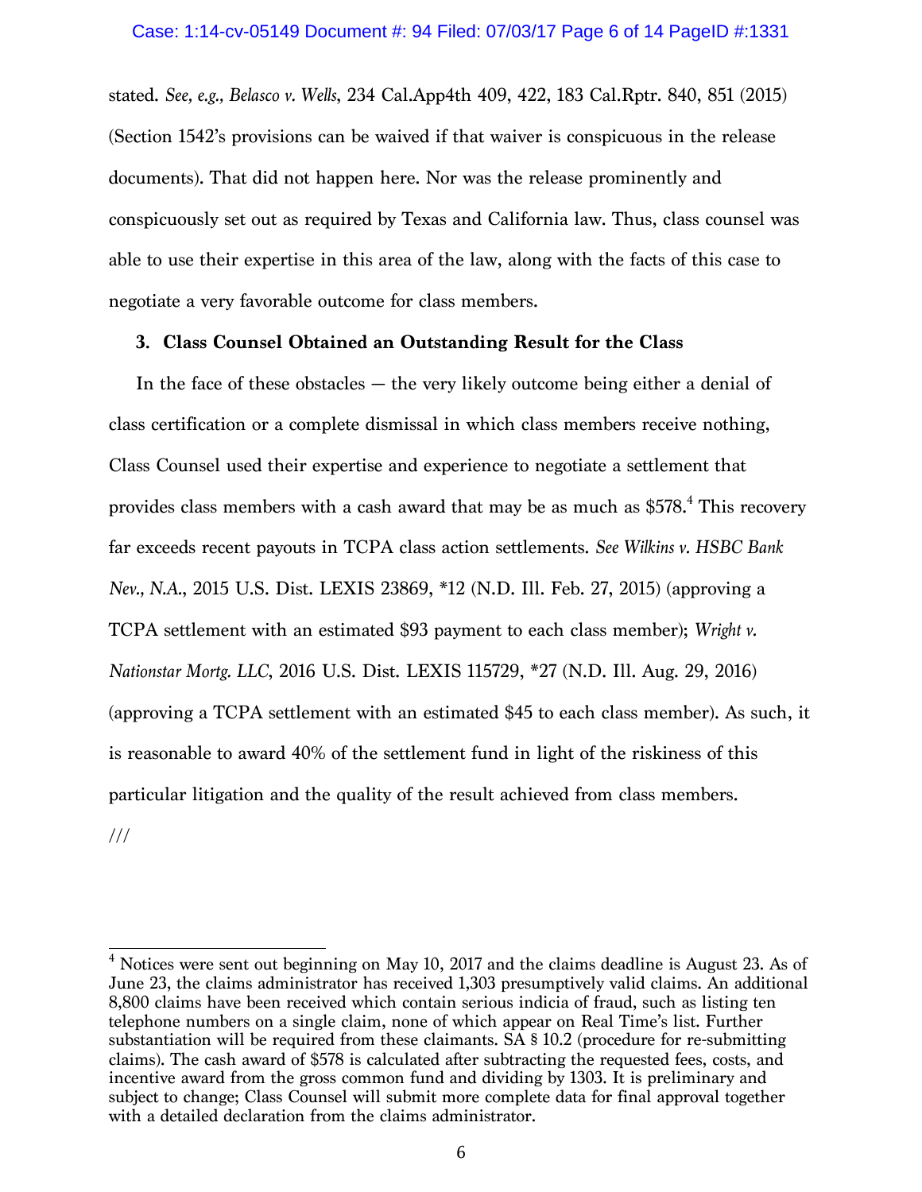stated. *See, e.g., Belasco v. Wells*, 234 Cal.App4th 409, 422, 183 Cal.Rptr. 840, 851 (2015) (Section 1542's provisions can be waived if that waiver is conspicuous in the release documents). That did not happen here. Nor was the release prominently and conspicuously set out as required by Texas and California law. Thus, class counsel was able to use their expertise in this area of the law, along with the facts of this case to negotiate a very favorable outcome for class members.

**3. Class Counsel Obtained an Outstanding Result for the Class**

In the face of these obstacles — the very likely outcome being either a denial of class certification or a complete dismissal in which class members receive nothing, Class Counsel used their expertise and experience to negotiate a settlement that provides class members with a cash award that may be as much as $578.[4] This recovery far exceeds recent payouts in TCPA class action settlements. *See Wilkins v. HSBC Bank Nev., N.A.*, 2015 U.S. Dist. LEXIS 23869, *12 (N.D. Ill. Feb. 27, 2015) (approving a TCPA settlement with an estimated $93 payment to each class member); *Wright v. Nationstar Mortg. LLC*, 2016 U.S. Dist. LEXIS 115729, *27 (N.D. Ill. Aug. 29, 2016) (approving a TCPA settlement with an estimated $45 to each class member). As such, it is reasonable to award 40% of the settlement fund in light of the riskiness of this particular litigation and the quality of the result achieved from class members.

///

---

[4] Notices were sent out beginning on May 10, 2017 and the claims deadline is August 23. As of June 23, the claims administrator has received 1,303 presumptively valid claims. An additional 8,800 claims have been received which contain serious indicia of fraud, such as listing ten telephone numbers on a single claim, none of which appear on Real Time's list. Further substantiation will be required from these claimants. SA § 10.2 (procedure for re-submitting claims). The cash award of $578 is calculated after subtracting the requested fees, costs, and incentive award from the gross common fund and dividing by 1303. It is preliminary and subject to change; Class Counsel will submit more complete data for final approval together with a detailed declaration from the claims administrator.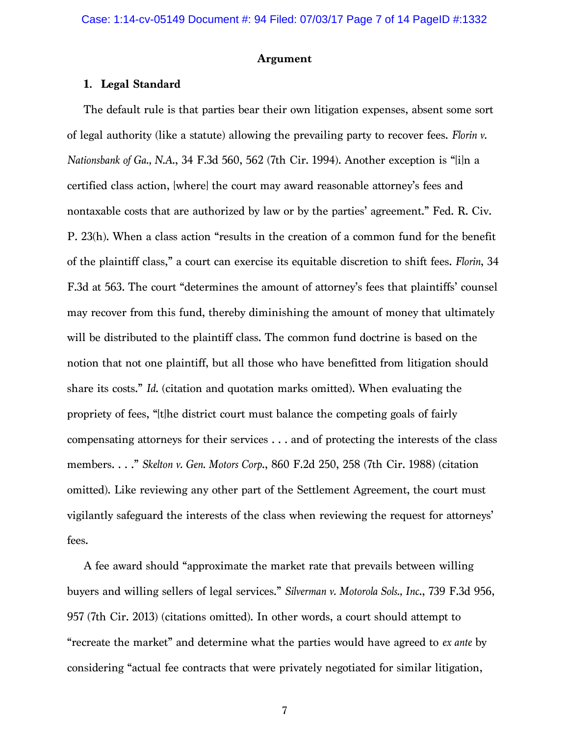## Argument

### 1. Legal Standard

The default rule is that parties bear their own litigation expenses, absent some sort of legal authority (like a statute) allowing the prevailing party to recover fees. *Florin v. Nationsbank of Ga., N.A.*, 34 F.3d 560, 562 (7th Cir. 1994). Another exception is "[i]n a certified class action, [where] the court may award reasonable attorney's fees and nontaxable costs that are authorized by law or by the parties' agreement." Fed. R. Civ. P. 23(h). When a class action "results in the creation of a common fund for the benefit of the plaintiff class," a court can exercise its equitable discretion to shift fees. *Florin*, 34 F.3d at 563. The court "determines the amount of attorney's fees that plaintiffs' counsel may recover from this fund, thereby diminishing the amount of money that ultimately will be distributed to the plaintiff class. The common fund doctrine is based on the notion that not one plaintiff, but all those who have benefitted from litigation should share its costs." *Id.* (citation and quotation marks omitted). When evaluating the propriety of fees, "[t]he district court must balance the competing goals of fairly compensating attorneys for their services . . . and of protecting the interests of the class members. . . ." *Skelton v. Gen. Motors Corp.*, 860 F.2d 250, 258 (7th Cir. 1988) (citation omitted). Like reviewing any other part of the Settlement Agreement, the court must vigilantly safeguard the interests of the class when reviewing the request for attorneys' fees.

A fee award should "approximate the market rate that prevails between willing buyers and willing sellers of legal services." *Silverman v. Motorola Sols., Inc.*, 739 F.3d 956, 957 (7th Cir. 2013) (citations omitted). In other words, a court should attempt to "recreate the market" and determine what the parties would have agreed to *ex ante* by considering "actual fee contracts that were privately negotiated for similar litigation,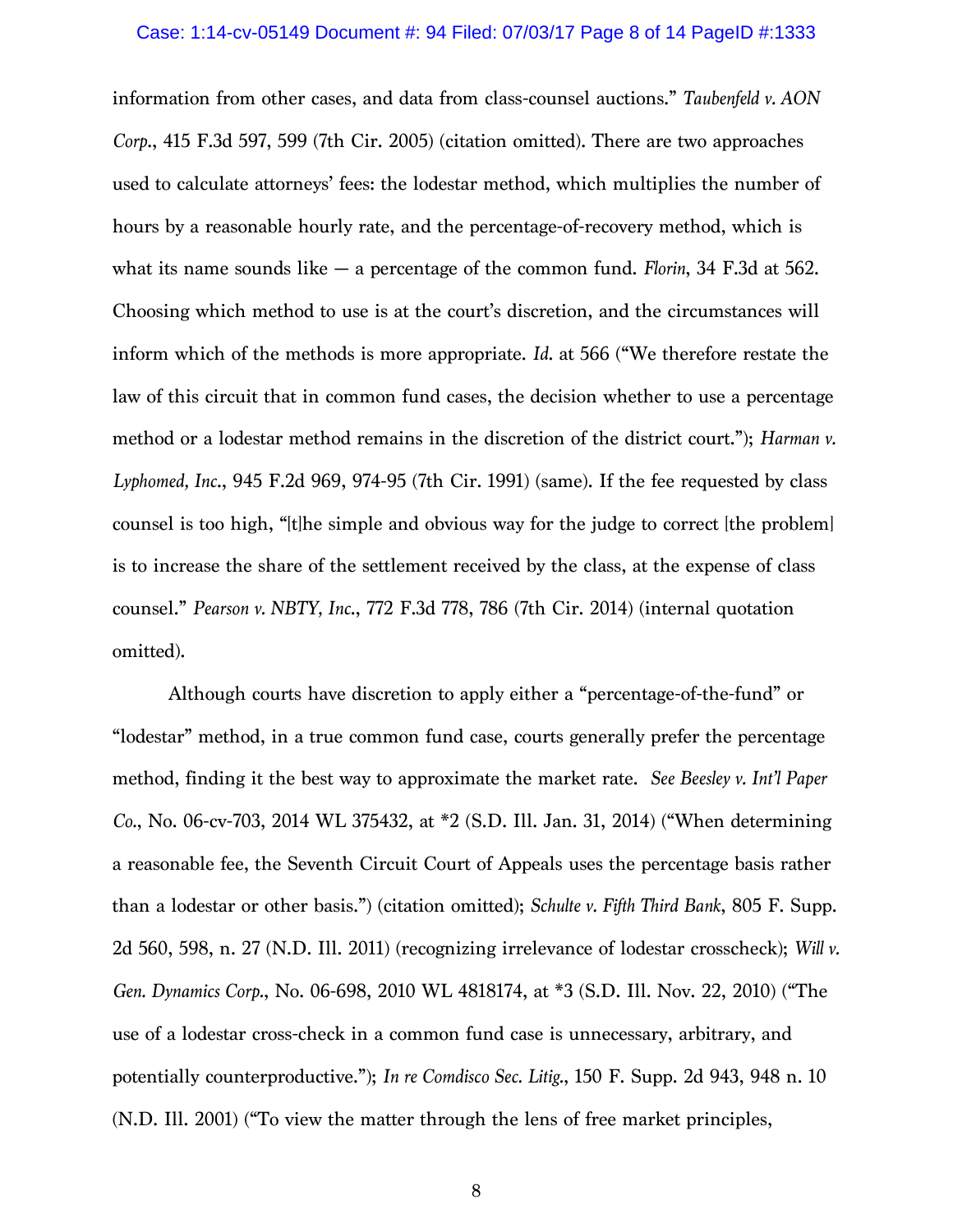information from other cases, and data from class-counsel auctions." *Taubenfeld v. AON Corp.*, 415 F.3d 597, 599 (7th Cir. 2005) (citation omitted). There are two approaches used to calculate attorneys' fees: the lodestar method, which multiplies the number of hours by a reasonable hourly rate, and the percentage-of-recovery method, which is what its name sounds like — a percentage of the common fund. *Florin*, 34 F.3d at 562. Choosing which method to use is at the court's discretion, and the circumstances will inform which of the methods is more appropriate. *Id.* at 566 ("We therefore restate the law of this circuit that in common fund cases, the decision whether to use a percentage method or a lodestar method remains in the discretion of the district court."); *Harman v. Lyphomed, Inc.*, 945 F.2d 969, 974-95 (7th Cir. 1991) (same). If the fee requested by class counsel is too high, "[t]he simple and obvious way for the judge to correct [the problem] is to increase the share of the settlement received by the class, at the expense of class counsel." *Pearson v. NBTY, Inc.*, 772 F.3d 778, 786 (7th Cir. 2014) (internal quotation omitted).

Although courts have discretion to apply either a "percentage-of-the-fund" or "lodestar" method, in a true common fund case, courts generally prefer the percentage method, finding it the best way to approximate the market rate. *See Beesley v. Int'l Paper Co.*, No. 06-cv-703, 2014 WL 375432, at *2 (S.D. Ill. Jan. 31, 2014) ("When determining a reasonable fee, the Seventh Circuit Court of Appeals uses the percentage basis rather than a lodestar or other basis.") (citation omitted); *Schulte v. Fifth Third Bank*, 805 F. Supp. 2d 560, 598, n. 27 (N.D. Ill. 2011) (recognizing irrelevance of lodestar crosscheck); *Will v. Gen. Dynamics Corp.*, No. 06-698, 2010 WL 4818174, at *3 (S.D. Ill. Nov. 22, 2010) ("The use of a lodestar cross-check in a common fund case is unnecessary, arbitrary, and potentially counterproductive."); *In re Comdisco Sec. Litig.*, 150 F. Supp. 2d 943, 948 n. 10 (N.D. Ill. 2001) ("To view the matter through the lens of free market principles,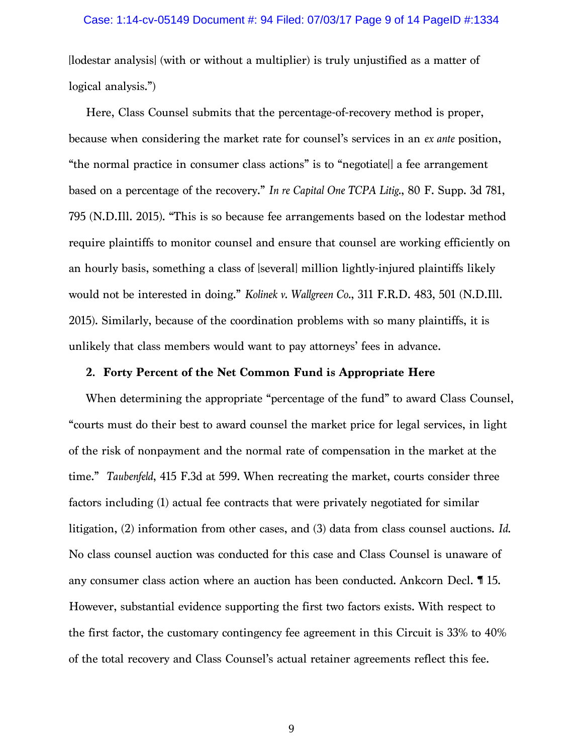[lodestar analysis] (with or without a multiplier) is truly unjustified as a matter of logical analysis.")

Here, Class Counsel submits that the percentage-of-recovery method is proper, because when considering the market rate for counsel's services in an *ex ante* position, "the normal practice in consumer class actions" is to "negotiate[] a fee arrangement based on a percentage of the recovery." *In re Capital One TCPA Litig.*, 80 F. Supp. 3d 781, 795 (N.D.Ill. 2015). "This is so because fee arrangements based on the lodestar method require plaintiffs to monitor counsel and ensure that counsel are working efficiently on an hourly basis, something a class of [several] million lightly-injured plaintiffs likely would not be interested in doing." *Kolinek v. Wallgreen Co.*, 311 F.R.D. 483, 501 (N.D.Ill. 2015). Similarly, because of the coordination problems with so many plaintiffs, it is unlikely that class members would want to pay attorneys' fees in advance.

**2. Forty Percent of the Net Common Fund is Appropriate Here**

When determining the appropriate "percentage of the fund" to award Class Counsel, "courts must do their best to award counsel the market price for legal services, in light of the risk of nonpayment and the normal rate of compensation in the market at the time." *Taubenfeld*, 415 F.3d at 599. When recreating the market, courts consider three factors including (1) actual fee contracts that were privately negotiated for similar litigation, (2) information from other cases, and (3) data from class counsel auctions. *Id.* No class counsel auction was conducted for this case and Class Counsel is unaware of any consumer class action where an auction has been conducted. Ankcorn Decl. ¶ 15. However, substantial evidence supporting the first two factors exists. With respect to the first factor, the customary contingency fee agreement in this Circuit is 33% to 40% of the total recovery and Class Counsel's actual retainer agreements reflect this fee.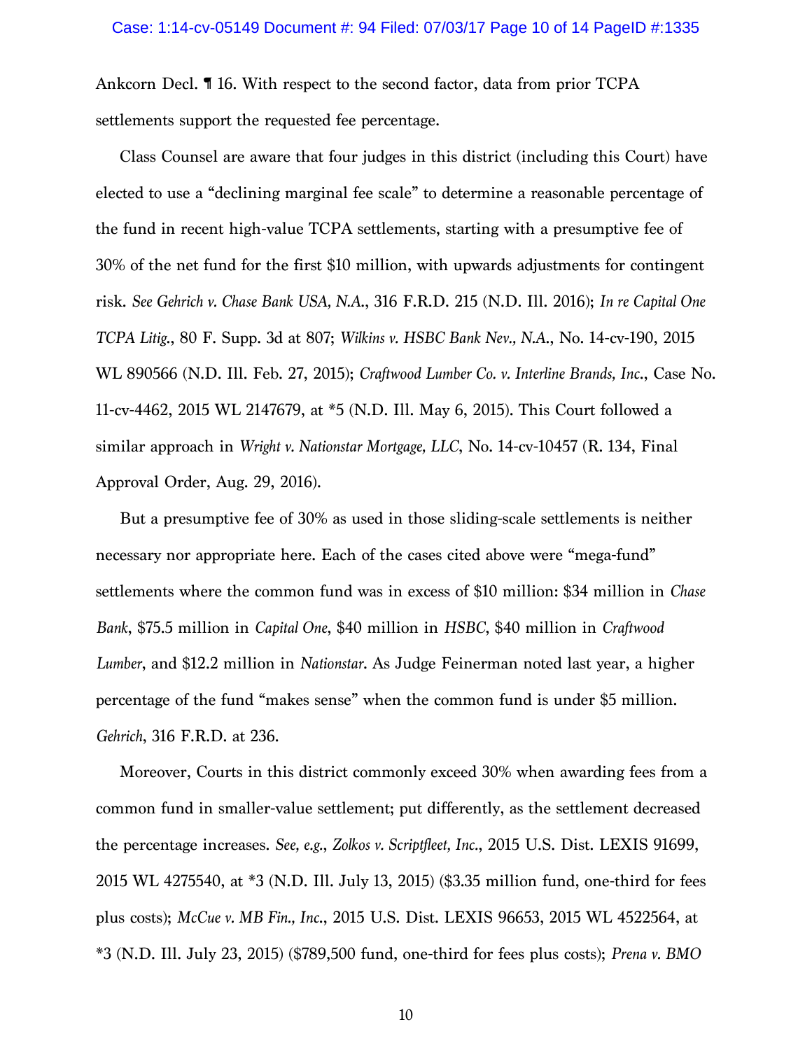Ankcorn Decl. ¶ 16. With respect to the second factor, data from prior TCPA settlements support the requested fee percentage.

Class Counsel are aware that four judges in this district (including this Court) have elected to use a "declining marginal fee scale" to determine a reasonable percentage of the fund in recent high-value TCPA settlements, starting with a presumptive fee of 30% of the net fund for the first $10 million, with upwards adjustments for contingent risk. *See Gehrich v. Chase Bank USA, N.A.*, 316 F.R.D. 215 (N.D. Ill. 2016); *In re Capital One TCPA Litig.*, 80 F. Supp. 3d at 807; *Wilkins v. HSBC Bank Nev., N.A.*, No. 14-cv-190, 2015 WL 890566 (N.D. Ill. Feb. 27, 2015); *Craftwood Lumber Co. v. Interline Brands, Inc.*, Case No. 11-cv-4462, 2015 WL 2147679, at *5 (N.D. Ill. May 6, 2015). This Court followed a similar approach in *Wright v. Nationstar Mortgage, LLC*, No. 14-cv-10457 (R. 134, Final Approval Order, Aug. 29, 2016).

But a presumptive fee of 30% as used in those sliding-scale settlements is neither necessary nor appropriate here. Each of the cases cited above were "mega-fund" settlements where the common fund was in excess of $10 million: $34 million in *Chase Bank*, $75.5 million in *Capital One*, $40 million in *HSBC*, $40 million in *Craftwood Lumber*, and $12.2 million in *Nationstar*. As Judge Feinerman noted last year, a higher percentage of the fund "makes sense" when the common fund is under $5 million. *Gehrich*, 316 F.R.D. at 236.

Moreover, Courts in this district commonly exceed 30% when awarding fees from a common fund in smaller-value settlement; put differently, as the settlement decreased the percentage increases. *See, e.g., Zolkos v. Scriptfleet, Inc.*, 2015 U.S. Dist. LEXIS 91699, 2015 WL 4275540, at *3 (N.D. Ill. July 13, 2015) ($3.35 million fund, one-third for fees plus costs); *McCue v. MB Fin., Inc.*, 2015 U.S. Dist. LEXIS 96653, 2015 WL 4522564, at *3 (N.D. Ill. July 23, 2015) ($789,500 fund, one-third for fees plus costs); *Prena v. BMO*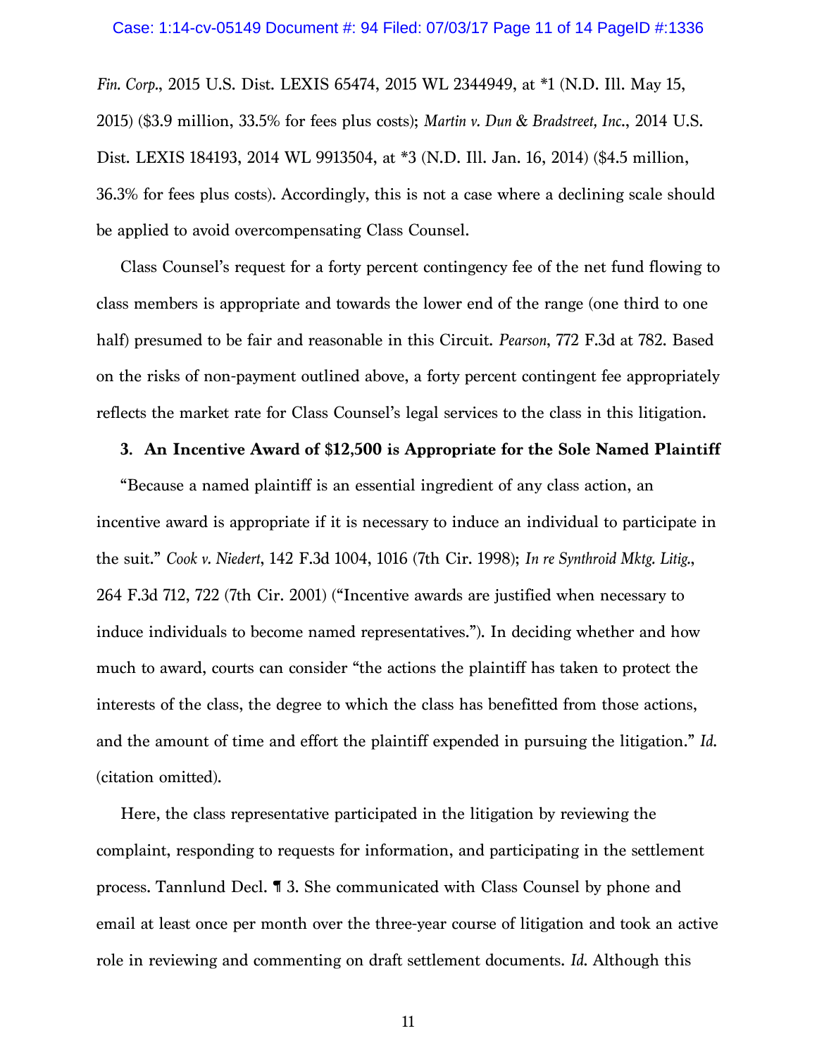*Fin. Corp.*, 2015 U.S. Dist. LEXIS 65474, 2015 WL 2344949, at *1 (N.D. Ill. May 15, 2015) ($3.9 million, 33.5% for fees plus costs); *Martin v. Dun & Bradstreet, Inc.*, 2014 U.S. Dist. LEXIS 184193, 2014 WL 9913504, at *3 (N.D. Ill. Jan. 16, 2014) ($4.5 million, 36.3% for fees plus costs). Accordingly, this is not a case where a declining scale should be applied to avoid overcompensating Class Counsel.

Class Counsel's request for a forty percent contingency fee of the net fund flowing to class members is appropriate and towards the lower end of the range (one third to one half) presumed to be fair and reasonable in this Circuit. *Pearson*, 772 F.3d at 782. Based on the risks of non-payment outlined above, a forty percent contingent fee appropriately reflects the market rate for Class Counsel's legal services to the class in this litigation.

**3. An Incentive Award of $12,500 is Appropriate for the Sole Named Plaintiff**

"Because a named plaintiff is an essential ingredient of any class action, an incentive award is appropriate if it is necessary to induce an individual to participate in the suit." *Cook v. Niedert*, 142 F.3d 1004, 1016 (7th Cir. 1998); *In re Synthroid Mktg. Litig.*, 264 F.3d 712, 722 (7th Cir. 2001) ("Incentive awards are justified when necessary to induce individuals to become named representatives."). In deciding whether and how much to award, courts can consider "the actions the plaintiff has taken to protect the interests of the class, the degree to which the class has benefitted from those actions, and the amount of time and effort the plaintiff expended in pursuing the litigation." *Id.* (citation omitted).

Here, the class representative participated in the litigation by reviewing the complaint, responding to requests for information, and participating in the settlement process. Tannlund Decl. ¶ 3. She communicated with Class Counsel by phone and email at least once per month over the three-year course of litigation and took an active role in reviewing and commenting on draft settlement documents. *Id.* Although this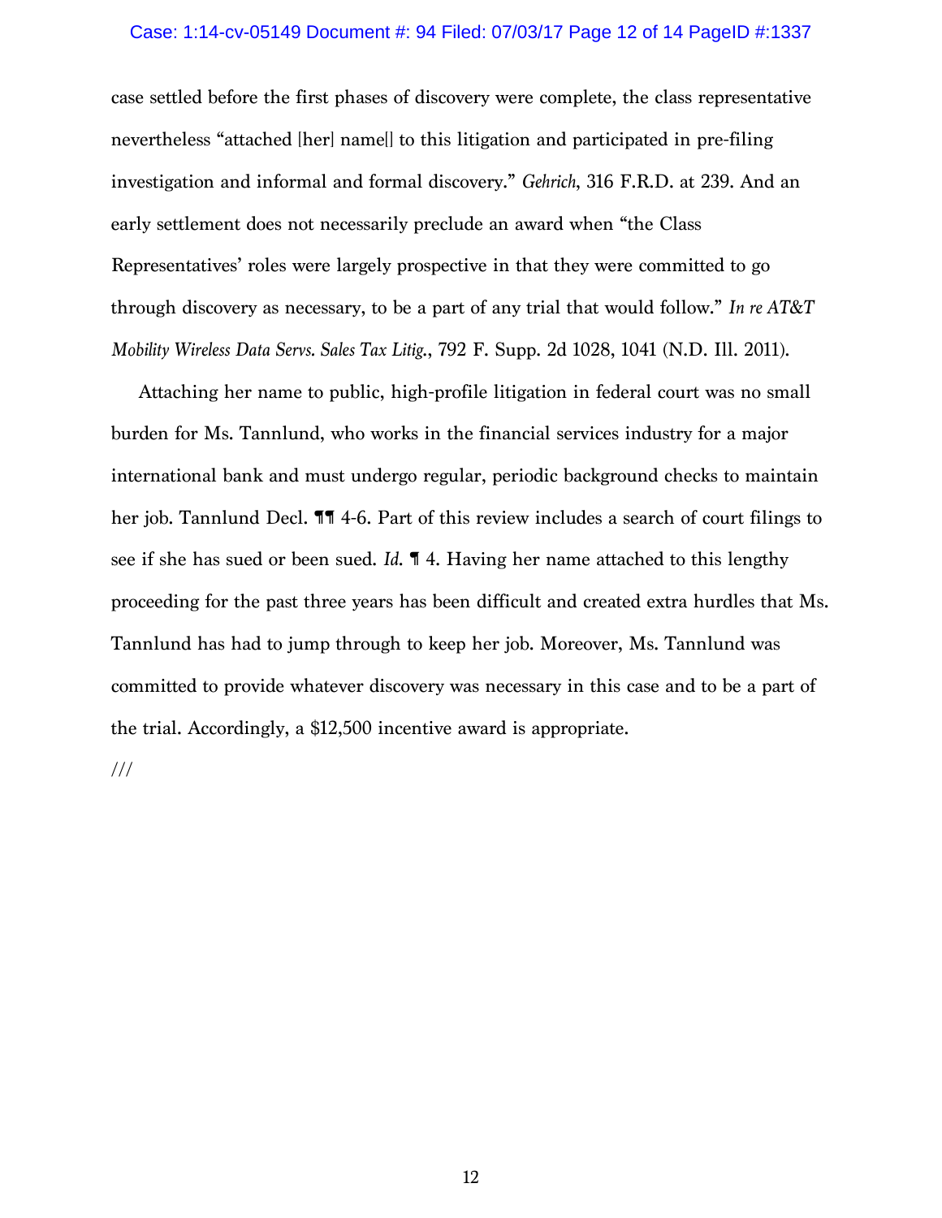case settled before the first phases of discovery were complete, the class representative nevertheless "attached [her] name[] to this litigation and participated in pre-filing investigation and informal and formal discovery." *Gehrich*, 316 F.R.D. at 239. And an early settlement does not necessarily preclude an award when "the Class Representatives' roles were largely prospective in that they were committed to go through discovery as necessary, to be a part of any trial that would follow." *In re AT&T Mobility Wireless Data Servs. Sales Tax Litig.*, 792 F. Supp. 2d 1028, 1041 (N.D. Ill. 2011).

Attaching her name to public, high-profile litigation in federal court was no small burden for Ms. Tannlund, who works in the financial services industry for a major international bank and must undergo regular, periodic background checks to maintain her job. Tannlund Decl. ¶¶ 4-6. Part of this review includes a search of court filings to see if she has sued or been sued. *Id.* ¶ 4. Having her name attached to this lengthy proceeding for the past three years has been difficult and created extra hurdles that Ms. Tannlund has had to jump through to keep her job. Moreover, Ms. Tannlund was committed to provide whatever discovery was necessary in this case and to be a part of the trial. Accordingly, a $12,500 incentive award is appropriate.

///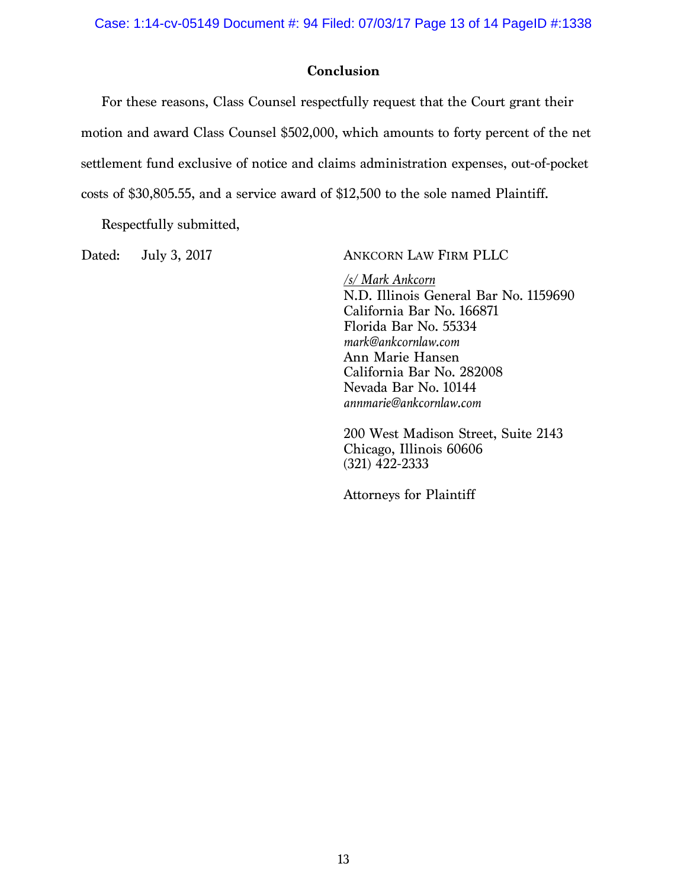## Conclusion

For these reasons, Class Counsel respectfully request that the Court grant their motion and award Class Counsel $502,000, which amounts to forty percent of the net settlement fund exclusive of notice and claims administration expenses, out-of-pocket costs of $30,805.55, and a service award of $12,500 to the sole named Plaintiff.

Respectfully submitted,

Dated: July 3, 2017

ANKCORN LAW FIRM PLLC

/s/ Mark Ankcorn
N.D. Illinois General Bar No. 1159690
California Bar No. 166871
Florida Bar No. 55334
*mark@ankcornlaw.com*
Ann Marie Hansen
California Bar No. 282008
Nevada Bar No. 10144
*annmarie@ankcornlaw.com*

200 West Madison Street, Suite 2143
Chicago, Illinois 60606
(321) 422-2333

Attorneys for Plaintiff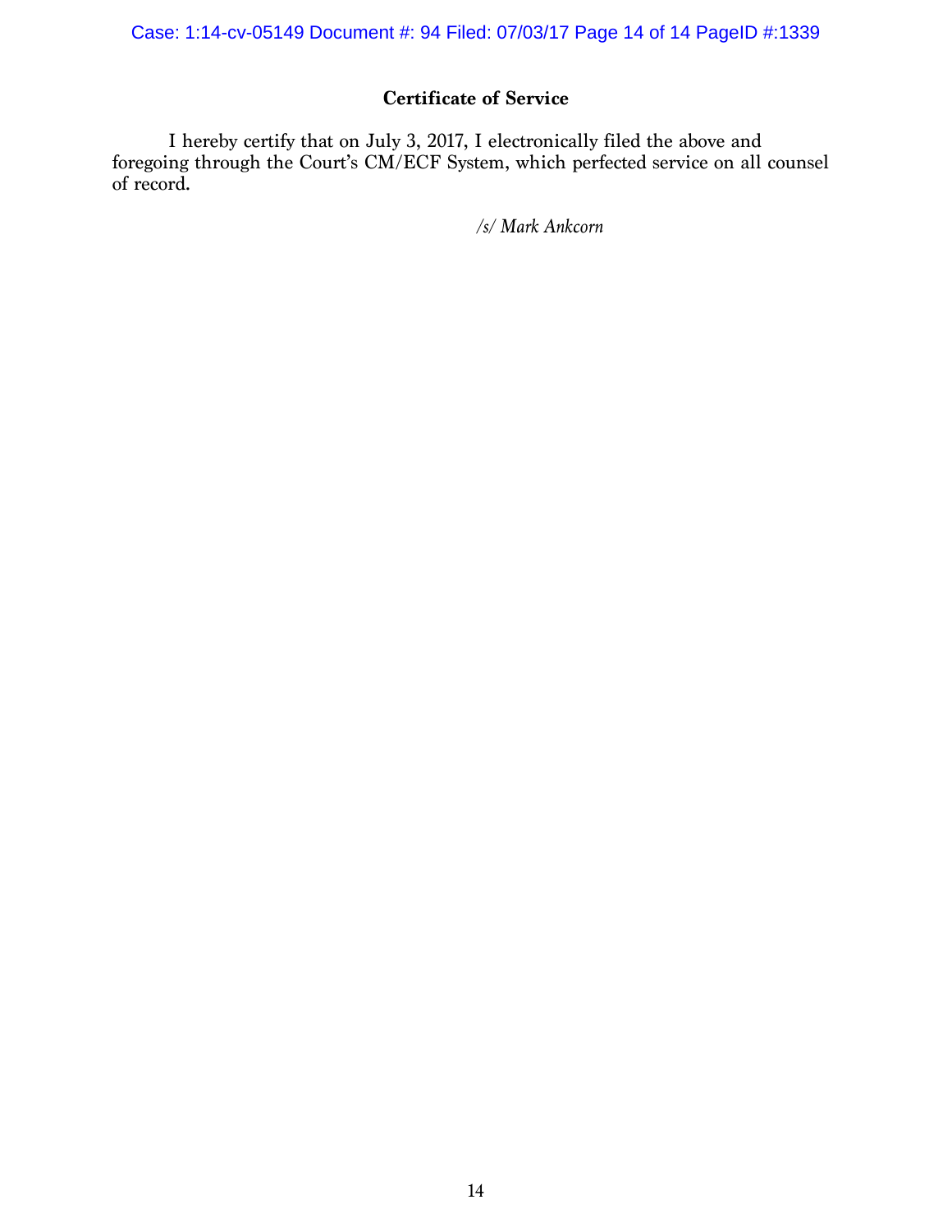## Certificate of Service

I hereby certify that on July 3, 2017, I electronically filed the above and foregoing through the Court's CM/ECF System, which perfected service on all counsel of record.

*/s/ Mark Ankcorn*